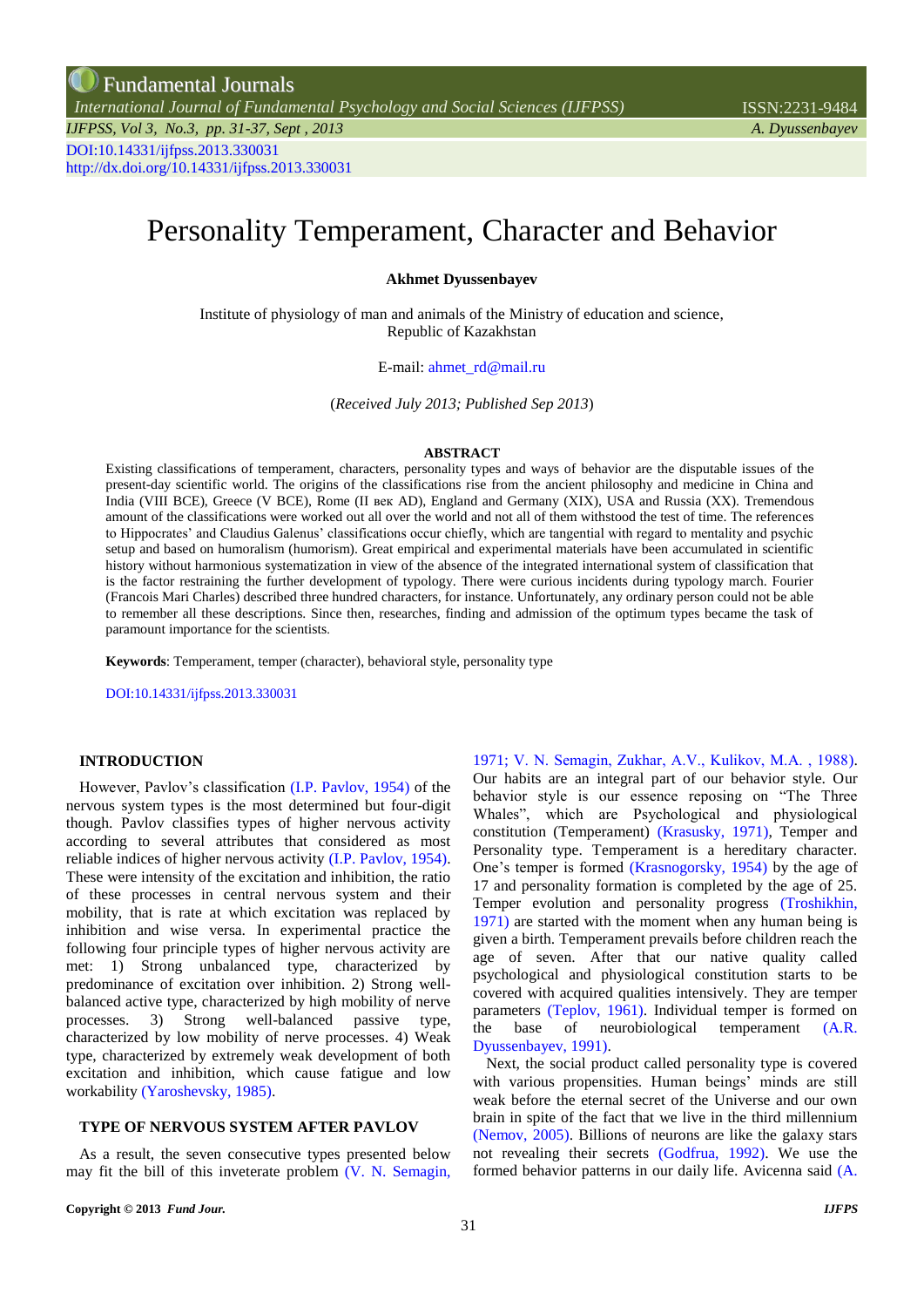# Personality Temperament, Character and Behavior

**Akhmet Dyussenbayev**

Institute of physiology of man and animals of the Ministry of education and science, Republic of Kazakhstan

E-mail: ahmet_rd@mail.ru

(*Received July 2013; Published Sep 2013*)

### ABSTRACT

Existing classifications of temperament, characters, personality types and ways of behavior are the disputable issues of the present-day scientific world. The origins of the classifications rise from the ancient philosophy and medicine in China and India (VIII BCE), Greece (V BCE), Rome (II век AD), England and Germany (XIX), USA and Russia (XX). Tremendous amount of the classifications were worked out all over the world and not all of them withstood the test of time. The references to Hippocrates' and Claudius Galenus' classifications occur chiefly, which are tangential with regard to mentality and psychic setup and based on humoralism (humorism). Great empirical and experimental materials have been accumulated in scientific history without harmonious systematization in view of the absence of the integrated international system of classification that is the factor restraining the further development of typology. There were curious incidents during typology march. Fourier (Francois Mari Charles) described three hundred characters, for instance. Unfortunately, any ordinary person could not be able to remember all these descriptions. Since then, researches, finding and admission of the optimum types became the task of paramount importance for the scientists.

**Keywords**: Temperament, temper (character), behavioral style, personality type

DOI:10.14331/ijfpss.2013.330031

## INTRODUCTION

However, Pavlov's classification (I.P. Pavlov, 1954) of the nervous system types is the most determined but four-digit though. Pavlov classifies types of higher nervous activity according to several attributes that considered as most reliable indices of higher nervous activity (I.P. Pavlov, 1954). These were intensity of the excitation and inhibition, the ratio of these processes in central nervous system and their mobility, that is rate at which excitation was replaced by inhibition and wise versa. In experimental practice the following four principle types of higher nervous activity are met: 1) Strong unbalanced type, characterized by predominance of excitation over inhibition. 2) Strong well-balanced active type, characterized by high mobility of nerve processes. 3) Strong well-balanced passive type, characterized by low mobility of nerve processes. 4) Weak type, characterized by extremely weak development of both excitation and inhibition, which cause fatigue and low workability (Yaroshevsky, 1985).

## TYPE OF NERVOUS SYSTEM AFTER PAVLOV

As a result, the seven consecutive types presented below may fit the bill of this inveterate problem (V. N. Semagin, 1971; V. N. Semagin, Zukhar, A.V., Kulikov, M.A. , 1988). Our habits are an integral part of our behavior style. Our behavior style is our essence reposing on "The Three Whales", which are Psychological and physiological constitution (Temperament) (Krasusky, 1971), Temper and Personality type. Temperament is a hereditary character. One's temper is formed (Krasnogorsky, 1954) by the age of 17 and personality formation is completed by the age of 25. Temper evolution and personality progress (Troshikhin, 1971) are started with the moment when any human being is given a birth. Temperament prevails before children reach the age of seven. After that our native quality called psychological and physiological constitution starts to be covered with acquired qualities intensively. They are temper parameters (Teplov, 1961). Individual temper is formed on the base of neurobiological temperament (A.R. Dyussenbayev, 1991).

Next, the social product called personality type is covered with various propensities. Human beings' minds are still weak before the eternal secret of the Universe and our own brain in spite of the fact that we live in the third millennium (Nemov, 2005). Billions of neurons are like the galaxy stars not revealing their secrets (Godfrua, 1992). We use the formed behavior patterns in our daily life. Avicenna said (A.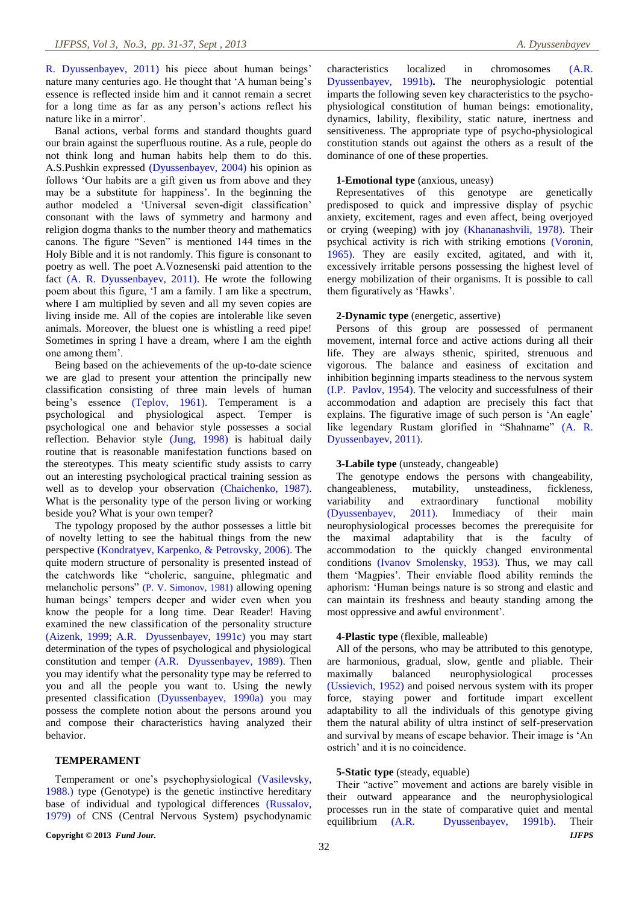R. Dyussenbayev, 2011) his piece about human beings' nature many centuries ago. He thought that 'A human being's essence is reflected inside him and it cannot remain a secret for a long time as far as any person's actions reflect his nature like in a mirror'.

Banal actions, verbal forms and standard thoughts guard our brain against the superfluous routine. As a rule, people do not think long and human habits help them to do this. A.S.Pushkin expressed (Dyussenbayev, 2004) his opinion as follows 'Our habits are a gift given us from above and they may be a substitute for happiness'. In the beginning the author modeled a 'Universal seven-digit classification' consonant with the laws of symmetry and harmony and religion dogma thanks to the number theory and mathematics canons. The figure "Seven" is mentioned 144 times in the Holy Bible and it is not randomly. This figure is consonant to poetry as well. The poet A.Voznesenski paid attention to the fact (A. R. Dyussenbayev, 2011). He wrote the following poem about this figure, 'I am a family. I am like a spectrum, where I am multiplied by seven and all my seven copies are living inside me. All of the copies are intolerable like seven animals. Moreover, the bluest one is whistling a reed pipe! Sometimes in spring I have a dream, where I am the eighth one among them'.

Being based on the achievements of the up-to-date science we are glad to present your attention the principally new classification consisting of three main levels of human being's essence (Teplov, 1961). Temperament is a psychological and physiological aspect. Temper is psychological one and behavior style possesses a social reflection. Behavior style (Jung, 1998) is habitual daily routine that is reasonable manifestation functions based on the stereotypes. This meaty scientific study assists to carry out an interesting psychological practical training session as well as to develop your observation (Chaichenko, 1987). What is the personality type of the person living or working beside you? What is your own temper?

The typology proposed by the author possesses a little bit of novelty letting to see the habitual things from the new perspective (Kondratyev, Karpenko, & Petrovsky, 2006). The quite modern structure of personality is presented instead of the catchwords like "choleric, sanguine, phlegmatic and melancholic persons" (P. V. Simonov, 1981) allowing opening human beings' tempers deeper and wider even when you know the people for a long time. Dear Reader! Having examined the new classification of the personality structure (Aizenk, 1999; A.R. Dyussenbayev, 1991c) you may start determination of the types of psychological and physiological constitution and temper (A.R. Dyussenbayev, 1989). Then you may identify what the personality type may be referred to you and all the people you want to. Using the newly presented classification (Dyussenbayev, 1990a) you may possess the complete notion about the persons around you and compose their characteristics having analyzed their behavior.

## TEMPERAMENT

Temperament or one's psychophysiological (Vasilevsky, 1988.) type (Genotype) is the genetic instinctive hereditary base of individual and typological differences (Russalov, 1979) of CNS (Central Nervous System) psychodynamic characteristics localized in chromosomes (A.R. Dyussenbayev, 1991b). The neurophysiologic potential imparts the following seven key characteristics to the psycho-physiological constitution of human beings: emotionality, dynamics, lability, flexibility, static nature, inertness and sensitiveness. The appropriate type of psycho-physiological constitution stands out against the others as a result of the dominance of one of these properties.

**1-Emotional type** (anxious, uneasy)

Representatives of this genotype are genetically predisposed to quick and impressive display of psychic anxiety, excitement, rages and even affect, being overjoyed or crying (weeping) with joy (Khananashvili, 1978). Their psychical activity is rich with striking emotions (Voronin, 1965). They are easily excited, agitated, and with it, excessively irritable persons possessing the highest level of energy mobilization of their organisms. It is possible to call them figuratively as 'Hawks'.

**2-Dynamic type** (energetic, assertive)

Persons of this group are possessed of permanent movement, internal force and active actions during all their life. They are always sthenic, spirited, strenuous and vigorous. The balance and easiness of excitation and inhibition beginning imparts steadiness to the nervous system (I.P. Pavlov, 1954). The velocity and successfulness of their accommodation and adaption are precisely this fact that explains. The figurative image of such person is 'An eagle' like legendary Rustam glorified in "Shahname" (A. R. Dyussenbayev, 2011).

**3-Labile type** (unsteady, changeable)

The genotype endows the persons with changeability, changeableness, mutability, unsteadiness, fickleness, variability and extraordinary functional mobility (Dyussenbayev, 2011). Immediacy of their main neurophysiological processes becomes the prerequisite for the maximal adaptability that is the faculty of accommodation to the quickly changed environmental conditions (Ivanov Smolensky, 1953). Thus, we may call them 'Magpies'. Their enviable flood ability reminds the aphorism: 'Human beings nature is so strong and elastic and can maintain its freshness and beauty standing among the most oppressive and awful environment'.

**4-Plastic type** (flexible, malleable)

All of the persons, who may be attributed to this genotype, are harmonious, gradual, slow, gentle and pliable. Their maximally balanced neurophysiological processes (Ussievich, 1952) and poised nervous system with its proper force, staying power and fortitude impart excellent adaptability to all the individuals of this genotype giving them the natural ability of ultra instinct of self-preservation and survival by means of escape behavior. Their image is 'An ostrich' and it is no coincidence.

**5-Static type** (steady, equable)

Their "active" movement and actions are barely visible in their outward appearance and the neurophysiological processes run in the state of comparative quiet and mental equilibrium (A.R. Dyussenbayev, 1991b). Their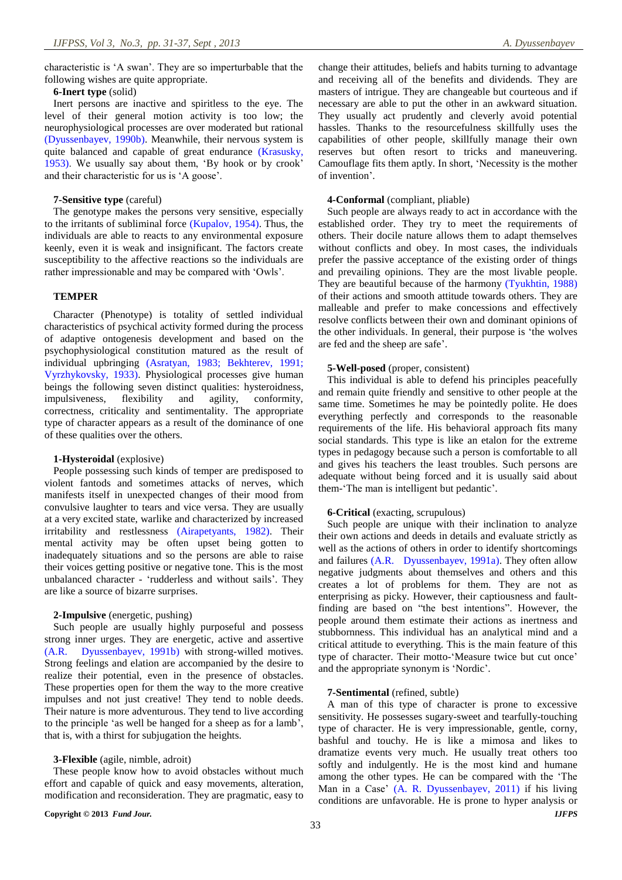characteristic is 'A swan'. They are so imperturbable that the following wishes are quite appropriate.

**6-Inert type** (solid)

Inert persons are inactive and spiritless to the eye. The level of their general motion activity is too low; the neurophysiological processes are over moderated but rational (Dyussenbayev, 1990b). Meanwhile, their nervous system is quite balanced and capable of great endurance (Krasusky, 1953). We usually say about them, 'By hook or by crook' and their characteristic for us is 'A goose'.

**7-Sensitive type** (careful)

The genotype makes the persons very sensitive, especially to the irritants of subliminal force (Kupalov, 1954). Thus, the individuals are able to reacts to any environmental exposure keenly, even it is weak and insignificant. The factors create susceptibility to the affective reactions so the individuals are rather impressionable and may be compared with 'Owls'.

## TEMPER

Character (Phenotype) is totality of settled individual characteristics of psychical activity formed during the process of adaptive ontogenesis development and based on the psychophysiological constitution matured as the result of individual upbringing (Asratyan, 1983; Bekhterev, 1991; Vyrzhykovsky, 1933). Physiological processes give human beings the following seven distinct qualities: hysteroidness, impulsiveness, flexibility and agility, conformity, correctness, criticality and sentimentality. The appropriate type of character appears as a result of the dominance of one of these qualities over the others.

**1-Hysteroidal** (explosive)

People possessing such kinds of temper are predisposed to violent fantods and sometimes attacks of nerves, which manifests itself in unexpected changes of their mood from convulsive laughter to tears and vice versa. They are usually at a very excited state, warlike and characterized by increased irritability and restlessness (Airapetyants, 1982). Their mental activity may be often upset being gotten to inadequately situations and so the persons are able to raise their voices getting positive or negative tone. This is the most unbalanced character - 'rudderless and without sails'. They are like a source of bizarre surprises.

**2-Impulsive** (energetic, pushing)

Such people are usually highly purposeful and possess strong inner urges. They are energetic, active and assertive (A.R. Dyussenbayev, 1991b) with strong-willed motives. Strong feelings and elation are accompanied by the desire to realize their potential, even in the presence of obstacles. These properties open for them the way to the more creative impulses and not just creative! They tend to noble deeds. Their nature is more adventurous. They tend to live according to the principle 'as well be hanged for a sheep as for a lamb', that is, with a thirst for subjugation the heights.

**3-Flexible** (agile, nimble, adroit)

These people know how to avoid obstacles without much effort and capable of quick and easy movements, alteration, modification and reconsideration. They are pragmatic, easy to change their attitudes, beliefs and habits turning to advantage and receiving all of the benefits and dividends. They are masters of intrigue. They are changeable but courteous and if necessary are able to put the other in an awkward situation. They usually act prudently and cleverly avoid potential hassles. Thanks to the resourcefulness skillfully uses the capabilities of other people, skillfully manage their own reserves but often resort to tricks and maneuvering. Camouflage fits them aptly. In short, 'Necessity is the mother of invention'.

**4-Conformal** (compliant, pliable)

Such people are always ready to act in accordance with the established order. They try to meet the requirements of others. Their docile nature allows them to adapt themselves without conflicts and obey. In most cases, the individuals prefer the passive acceptance of the existing order of things and prevailing opinions. They are the most livable people. They are beautiful because of the harmony (Tyukhtin, 1988) of their actions and smooth attitude towards others. They are malleable and prefer to make concessions and effectively resolve conflicts between their own and dominant opinions of the other individuals. In general, their purpose is 'the wolves are fed and the sheep are safe'.

**5-Well-posed** (proper, consistent)

This individual is able to defend his principles peacefully and remain quite friendly and sensitive to other people at the same time. Sometimes he may be pointedly polite. He does everything perfectly and corresponds to the reasonable requirements of the life. His behavioral approach fits many social standards. This type is like an etalon for the extreme types in pedagogy because such a person is comfortable to all and gives his teachers the least troubles. Such persons are adequate without being forced and it is usually said about them-'The man is intelligent but pedantic'.

**6-Critical** (exacting, scrupulous)

Such people are unique with their inclination to analyze their own actions and deeds in details and evaluate strictly as well as the actions of others in order to identify shortcomings and failures (A.R. Dyussenbayev, 1991a). They often allow negative judgments about themselves and others and this creates a lot of problems for them. They are not as enterprising as picky. However, their captiousness and fault-finding are based on "the best intentions". However, the people around them estimate their actions as inertness and stubbornness. This individual has an analytical mind and a critical attitude to everything. This is the main feature of this type of character. Their motto-'Measure twice but cut once' and the appropriate synonym is 'Nordic'.

**7-Sentimental** (refined, subtle)

A man of this type of character is prone to excessive sensitivity. He possesses sugary-sweet and tearfully-touching type of character. He is very impressionable, gentle, corny, bashful and touchy. He is like a mimosa and likes to dramatize events very much. He usually treat others too softly and indulgently. He is the most kind and humane among the other types. He can be compared with the 'The Man in a Case' (A. R. Dyussenbayev, 2011) if his living conditions are unfavorable. He is prone to hyper analysis or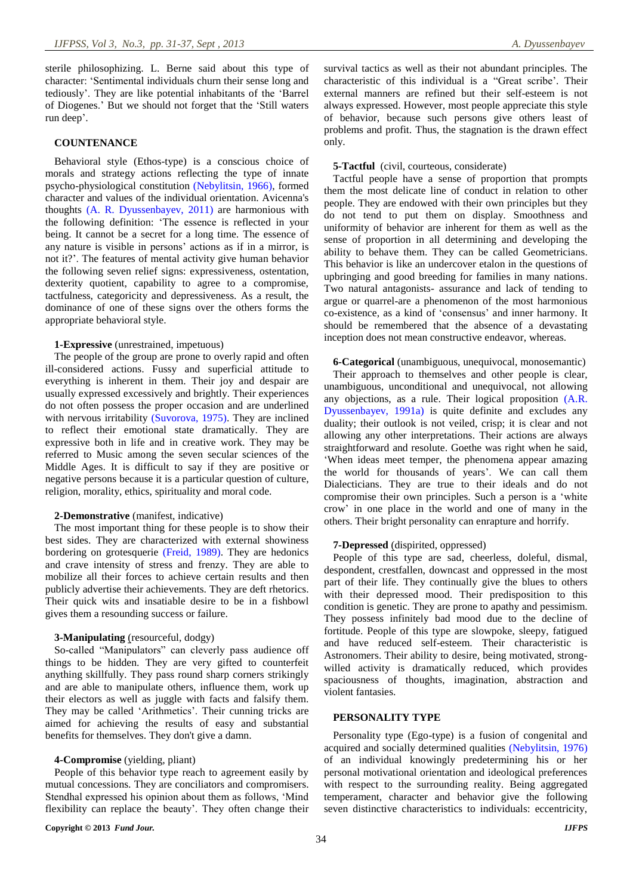sterile philosophizing. L. Berne said about this type of character: 'Sentimental individuals churn their sense long and tediously'. They are like potential inhabitants of the 'Barrel of Diogenes.' But we should not forget that the 'Still waters run deep'.

## COUNTENANCE

Behavioral style (Ethos-type) is a conscious choice of morals and strategy actions reflecting the type of innate psycho-physiological constitution (Nebylitsin, 1966), formed character and values of the individual orientation. Avicenna's thoughts (A. R. Dyussenbayev, 2011) are harmonious with the following definition: 'The essence is reflected in your being. It cannot be a secret for a long time. The essence of any nature is visible in persons' actions as if in a mirror, is not it?'. The features of mental activity give human behavior the following seven relief signs: expressiveness, ostentation, dexterity quotient, capability to agree to a compromise, tactfulness, categoricity and depressiveness. As a result, the dominance of one of these signs over the others forms the appropriate behavioral style.

**1-Expressive** (unrestrained, impetuous)

The people of the group are prone to overly rapid and often ill-considered actions. Fussy and superficial attitude to everything is inherent in them. Their joy and despair are usually expressed excessively and brightly. Their experiences do not often possess the proper occasion and are underlined with nervous irritability (Suvorova, 1975). They are inclined to reflect their emotional state dramatically. They are expressive both in life and in creative work. They may be referred to Music among the seven secular sciences of the Middle Ages. It is difficult to say if they are positive or negative persons because it is a particular question of culture, religion, morality, ethics, spirituality and moral code.

**2-Demonstrative** (manifest, indicative)

The most important thing for these people is to show their best sides. They are characterized with external showiness bordering on grotesquerie (Freid, 1989). They are hedonics and crave intensity of stress and frenzy. They are able to mobilize all their forces to achieve certain results and then publicly advertise their achievements. They are deft rhetorics. Their quick wits and insatiable desire to be in a fishbowl gives them a resounding success or failure.

**3-Manipulating** (resourceful, dodgy)

So-called "Manipulators" can cleverly pass audience off things to be hidden. They are very gifted to counterfeit anything skillfully. They pass round sharp corners strikingly and are able to manipulate others, influence them, work up their electors as well as juggle with facts and falsify them. They may be called 'Arithmetics'. Their cunning tricks are aimed for achieving the results of easy and substantial benefits for themselves. They don't give a damn.

**4-Compromise** (yielding, pliant)

People of this behavior type reach to agreement easily by mutual concessions. They are conciliators and compromisers. Stendhal expressed his opinion about them as follows, 'Mind flexibility can replace the beauty'. They often change their survival tactics as well as their not abundant principles. The characteristic of this individual is a "Great scribe". Their external manners are refined but their self-esteem is not always expressed. However, most people appreciate this style of behavior, because such persons give others least of problems and profit. Thus, the stagnation is the drawn effect only.

**5-Tactful** (civil, courteous, considerate)

Tactful people have a sense of proportion that prompts them the most delicate line of conduct in relation to other people. They are endowed with their own principles but they do not tend to put them on display. Smoothness and uniformity of behavior are inherent for them as well as the sense of proportion in all determining and developing the ability to behave them. They can be called Geometricians. This behavior is like an undercover etalon in the questions of upbringing and good breeding for families in many nations. Two natural antagonists- assurance and lack of tending to argue or quarrel-are a phenomenon of the most harmonious co-existence, as a kind of 'consensus' and inner harmony. It should be remembered that the absence of a devastating inception does not mean constructive endeavor, whereas.

**6-Categorical** (unambiguous, unequivocal, monosemantic)

Their approach to themselves and other people is clear, unambiguous, unconditional and unequivocal, not allowing any objections, as a rule. Their logical proposition (A.R. Dyussenbayev, 1991a) is quite definite and excludes any duality; their outlook is not veiled, crisp; it is clear and not allowing any other interpretations. Their actions are always straightforward and resolute. Goethe was right when he said, 'When ideas meet temper, the phenomena appear amazing the world for thousands of years'. We can call them Dialecticians. They are true to their ideals and do not compromise their own principles. Such a person is a 'white crow' in one place in the world and one of many in the others. Their bright personality can enrapture and horrify.

**7-Depressed** (dispirited, oppressed)

People of this type are sad, cheerless, doleful, dismal, despondent, crestfallen, downcast and oppressed in the most part of their life. They continually give the blues to others with their depressed mood. Their predisposition to this condition is genetic. They are prone to apathy and pessimism. They possess infinitely bad mood due to the decline of fortitude. People of this type are slowpoke, sleepy, fatigued and have reduced self-esteem. Their characteristic is Astronomers. Their ability to desire, being motivated, strong-willed activity is dramatically reduced, which provides spaciousness of thoughts, imagination, abstraction and violent fantasies.

## PERSONALITY TYPE

Personality type (Ego-type) is a fusion of congenital and acquired and socially determined qualities (Nebylitsin, 1976) of an individual knowingly predetermining his or her personal motivational orientation and ideological preferences with respect to the surrounding reality. Being aggregated temperament, character and behavior give the following seven distinctive characteristics to individuals: eccentricity,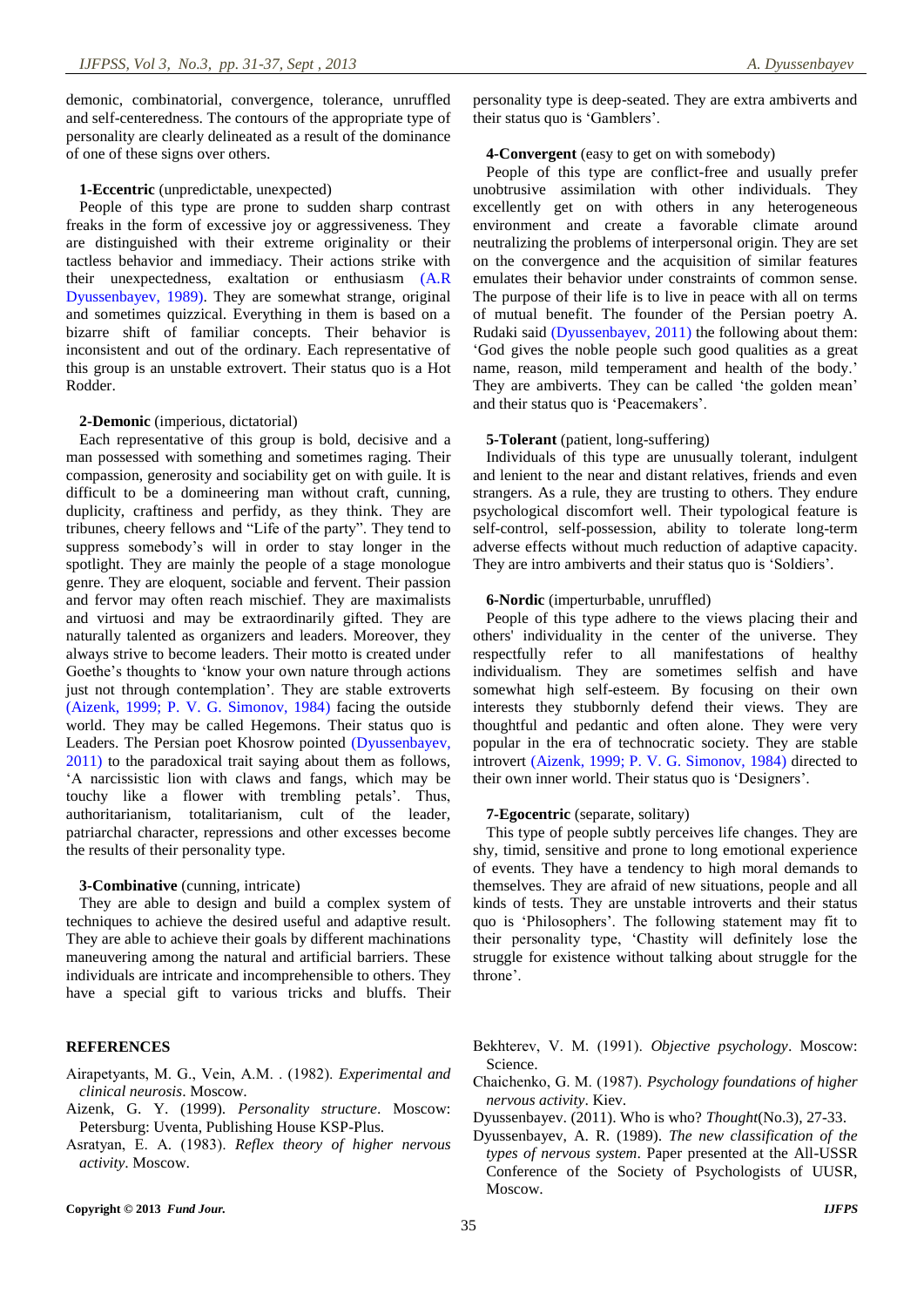demonic, combinatorial, convergence, tolerance, unruffled and self-centeredness. The contours of the appropriate type of personality are clearly delineated as a result of the dominance of one of these signs over others.

**1-Eccentric** (unpredictable, unexpected)

People of this type are prone to sudden sharp contrast freaks in the form of excessive joy or aggressiveness. They are distinguished with their extreme originality or their tactless behavior and immediacy. Their actions strike with their unexpectedness, exaltation or enthusiasm (A.R Dyussenbayev, 1989). They are somewhat strange, original and sometimes quizzical. Everything in them is based on a bizarre shift of familiar concepts. Their behavior is inconsistent and out of the ordinary. Each representative of this group is an unstable extrovert. Their status quo is a Hot Rodder.

**2-Demonic** (imperious, dictatorial)

Each representative of this group is bold, decisive and a man possessed with something and sometimes raging. Their compassion, generosity and sociability get on with guile. It is difficult to be a domineering man without craft, cunning, duplicity, craftiness and perfidy, as they think. They are tribunes, cheery fellows and "Life of the party". They tend to suppress somebody's will in order to stay longer in the spotlight. They are mainly the people of a stage monologue genre. They are eloquent, sociable and fervent. Their passion and fervor may often reach mischief. They are maximalists and virtuosi and may be extraordinarily gifted. They are naturally talented as organizers and leaders. Moreover, they always strive to become leaders. Their motto is created under Goethe's thoughts to 'know your own nature through actions just not through contemplation'. They are stable extroverts (Aizenk, 1999; P. V. G. Simonov, 1984) facing the outside world. They may be called Hegemons. Their status quo is Leaders. The Persian poet Khosrow pointed (Dyussenbayev, 2011) to the paradoxical trait saying about them as follows, 'A narcissistic lion with claws and fangs, which may be touchy like a flower with trembling petals'. Thus, authoritarianism, totalitarianism, cult of the leader, patriarchal character, repressions and other excesses become the results of their personality type.

**3-Combinative** (cunning, intricate)

They are able to design and build a complex system of techniques to achieve the desired useful and adaptive result. They are able to achieve their goals by different machinations maneuvering among the natural and artificial barriers. These individuals are intricate and incomprehensible to others. They have a special gift to various tricks and bluffs. Their personality type is deep-seated. They are extra ambiverts and their status quo is 'Gamblers'.

**4-Convergent** (easy to get on with somebody)

People of this type are conflict-free and usually prefer unobtrusive assimilation with other individuals. They excellently get on with others in any heterogeneous environment and create a favorable climate around neutralizing the problems of interpersonal origin. They are set on the convergence and the acquisition of similar features emulates their behavior under constraints of common sense. The purpose of their life is to live in peace with all on terms of mutual benefit. The founder of the Persian poetry A. Rudaki said (Dyussenbayev, 2011) the following about them: 'God gives the noble people such good qualities as a great name, reason, mild temperament and health of the body.' They are ambiverts. They can be called 'the golden mean' and their status quo is 'Peacemakers'.

**5-Tolerant** (patient, long-suffering)

Individuals of this type are unusually tolerant, indulgent and lenient to the near and distant relatives, friends and even strangers. As a rule, they are trusting to others. They endure psychological discomfort well. Their typological feature is self-control, self-possession, ability to tolerate long-term adverse effects without much reduction of adaptive capacity. They are intro ambiverts and their status quo is 'Soldiers'.

**6-Nordic** (imperturbable, unruffled)

People of this type adhere to the views placing their and others' individuality in the center of the universe. They respectfully refer to all manifestations of healthy individualism. They are sometimes selfish and have somewhat high self-esteem. By focusing on their own interests they stubbornly defend their views. They are thoughtful and pedantic and often alone. They were very popular in the era of technocratic society. They are stable introvert (Aizenk, 1999; P. V. G. Simonov, 1984) directed to their own inner world. Their status quo is 'Designers'.

**7-Egocentric** (separate, solitary)

This type of people subtly perceives life changes. They are shy, timid, sensitive and prone to long emotional experience of events. They have a tendency to high moral demands to themselves. They are afraid of new situations, people and all kinds of tests. They are unstable introverts and their status quo is 'Philosophers'. The following statement may fit to their personality type, 'Chastity will definitely lose the struggle for existence without talking about struggle for the throne'.

## REFERENCES

Airapetyants, M. G., Vein, A.M. . (1982). *Experimental and clinical neurosis*. Moscow.

Aizenk, G. Y. (1999). *Personality structure*. Moscow: Petersburg: Uventa, Publishing House KSP-Plus.

Asratyan, E. A. (1983). *Reflex theory of higher nervous activity*. Moscow.

Bekhterev, V. M. (1991). *Objective psychology*. Moscow: Science.

Chaichenko, G. M. (1987). *Psychology foundations of higher nervous activity*. Kiev.

Dyussenbayev. (2011). Who is who? *Thought*(No.3), 27-33.

Dyussenbayev, A. R. (1989). *The new classification of the types of nervous system*. Paper presented at the All-USSR Conference of the Society of Psychologists of UUSR, Moscow.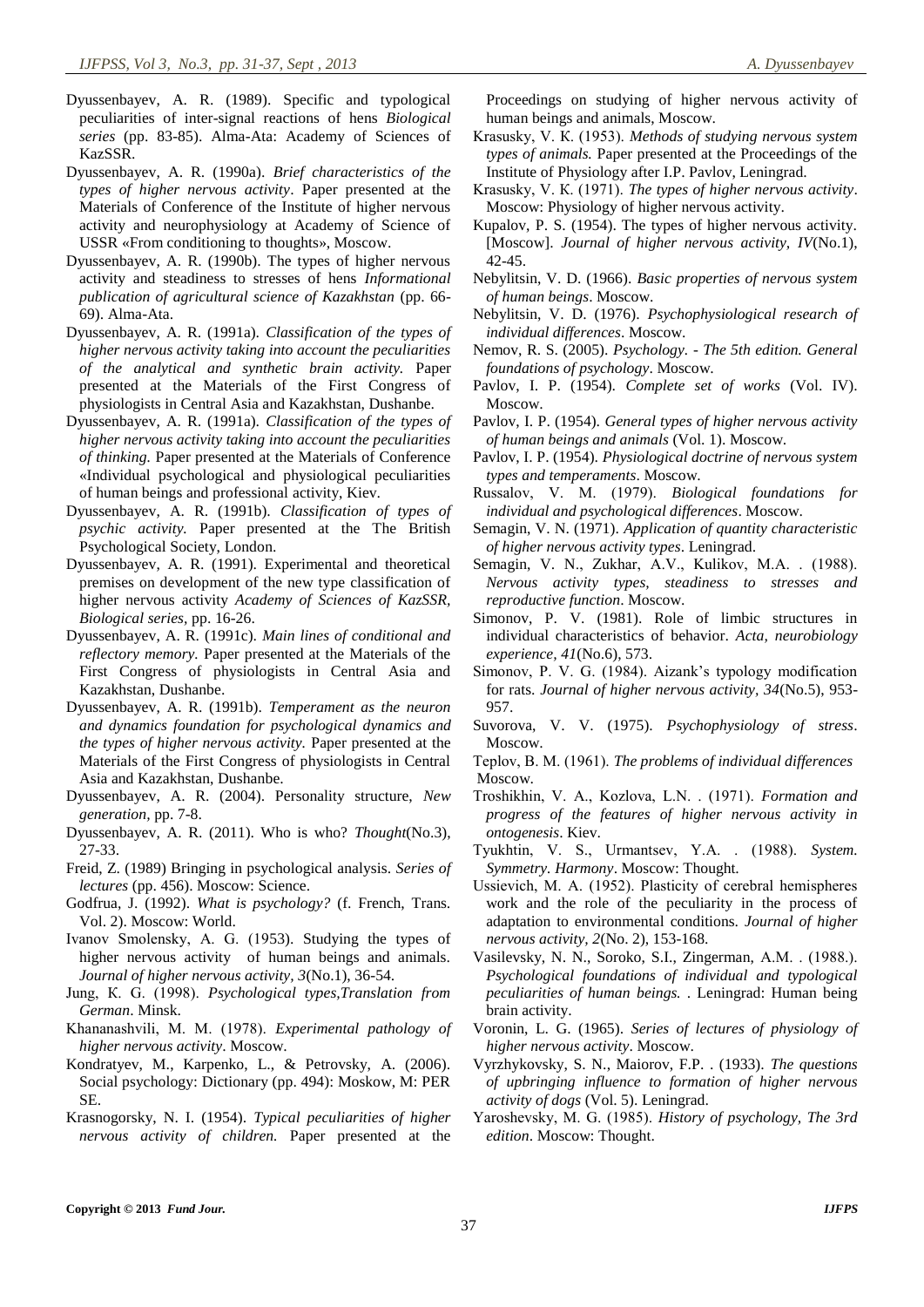Dyussenbayev, A. R. (1989). Specific and typological peculiarities of inter-signal reactions of hens *Biological series* (pp. 83-85). Alma-Ata: Academy of Sciences of KazSSR.

Dyussenbayev, A. R. (1990a). *Brief characteristics of the types of higher nervous activity*. Paper presented at the Materials of Conference of the Institute of higher nervous activity and neurophysiology at Academy of Science of USSR «From conditioning to thoughts», Moscow.

Dyussenbayev, A. R. (1990b). The types of higher nervous activity and steadiness to stresses of hens *Informational publication of agricultural science of Kazakhstan* (pp. 66-69). Alma-Ata.

Dyussenbayev, A. R. (1991a). *Classification of the types of higher nervous activity taking into account the peculiarities of the analytical and synthetic brain activity.* Paper presented at the Materials of the First Congress of physiologists in Central Asia and Kazakhstan, Dushanbe.

Dyussenbayev, A. R. (1991a). *Classification of the types of higher nervous activity taking into account the peculiarities of thinking.* Paper presented at the Materials of Conference «Individual psychological and physiological peculiarities of human beings and professional activity, Kiev.

Dyussenbayev, A. R. (1991b). *Classification of types of psychic activity.* Paper presented at the The British Psychological Society, London.

Dyussenbayev, A. R. (1991). Experimental and theoretical premises on development of the new type classification of higher nervous activity *Academy of Sciences of KazSSR, Biological series*, pp. 16-26.

Dyussenbayev, A. R. (1991c). *Main lines of conditional and reflectory memory.* Paper presented at the Materials of the First Congress of physiologists in Central Asia and Kazakhstan, Dushanbe.

Dyussenbayev, A. R. (1991b). *Temperament as the neuron and dynamics foundation for psychological dynamics and the types of higher nervous activity.* Paper presented at the Materials of the First Congress of physiologists in Central Asia and Kazakhstan, Dushanbe.

Dyussenbayev, A. R. (2004). Personality structure, *New generation*, pp. 7-8.

Dyussenbayev, A. R. (2011). Who is who? *Thought*(No.3), 27-33.

Freid, Z. (1989) Bringing in psychological analysis. *Series of lectures* (pp. 456). Moscow: Science.

Godfrua, J. (1992). *What is psychology?* (f. French, Trans. Vol. 2). Moscow: World.

Ivanov Smolensky, A. G. (1953). Studying the types of higher nervous activity of human beings and animals. *Journal of higher nervous activity, 3*(No.1), 36-54.

Jung, K. G. (1998). *Psychological types,Translation from German*. Minsk.

Khananashvili, M. M. (1978). *Experimental pathology of higher nervous activity*. Moscow.

Kondratyev, M., Karpenko, L., & Petrovsky, A. (2006). Social psychology: Dictionary (pp. 494): Moskow, M: PER SE.

Krasnogorsky, N. I. (1954). *Typical peculiarities of higher nervous activity of children.* Paper presented at the Proceedings on studying of higher nervous activity of human beings and animals, Moscow.

Krasusky, V. K. (1953). *Methods of studying nervous system types of animals.* Paper presented at the Proceedings of the Institute of Physiology after I.P. Pavlov, Leningrad.

Krasusky, V. K. (1971). *The types of higher nervous activity*. Moscow: Physiology of higher nervous activity.

Kupalov, P. S. (1954). The types of higher nervous activity. [Moscow]. *Journal of higher nervous activity, IV*(No.1), 42-45.

Nebylitsin, V. D. (1966). *Basic properties of nervous system of human beings*. Moscow.

Nebylitsin, V. D. (1976). *Psychophysiological research of individual differences*. Moscow.

Nemov, R. S. (2005). *Psychology. - The 5th edition. General foundations of psychology*. Moscow.

Pavlov, I. P. (1954). *Complete set of works* (Vol. IV). Moscow.

Pavlov, I. P. (1954). *General types of higher nervous activity of human beings and animals* (Vol. 1). Moscow.

Pavlov, I. P. (1954). *Physiological doctrine of nervous system types and temperaments*. Moscow.

Russalov, V. M. (1979). *Biological foundations for individual and psychological differences*. Moscow.

Semagin, V. N. (1971). *Application of quantity characteristic of higher nervous activity types*. Leningrad.

Semagin, V. N., Zukhar, A.V., Kulikov, M.A. . (1988). *Nervous activity types, steadiness to stresses and reproductive function*. Moscow.

Simonov, P. V. (1981). Role of limbic structures in individual characteristics of behavior. *Acta, neurobiology experience, 41*(No.6), 573.

Simonov, P. V. G. (1984). Aizank's typology modification for rats. *Journal of higher nervous activity, 34*(No.5), 953-957.

Suvorova, V. V. (1975). *Psychophysiology of stress*. Moscow.

Teplov, B. M. (1961). *The problems of individual differences* Moscow.

Troshikhin, V. A., Kozlova, L.N. . (1971). *Formation and progress of the features of higher nervous activity in ontogenesis*. Kiev.

Tyukhtin, V. S., Urmantsev, Y.A. . (1988). *System. Symmetry. Harmony*. Moscow: Thought.

Ussievich, M. A. (1952). Plasticity of cerebral hemispheres work and the role of the peculiarity in the process of adaptation to environmental conditions. *Journal of higher nervous activity, 2*(No. 2), 153-168.

Vasilevsky, N. N., Soroko, S.I., Zingerman, A.M. . (1988.). *Psychological foundations of individual and typological peculiarities of human beings.* . Leningrad: Human being brain activity.

Voronin, L. G. (1965). *Series of lectures of physiology of higher nervous activity*. Moscow.

Vyrzhykovsky, S. N., Maiorov, F.P. . (1933). *The questions of upbringing influence to formation of higher nervous activity of dogs* (Vol. 5). Leningrad.

Yaroshevsky, M. G. (1985). *History of psychology, The 3rd edition*. Moscow: Thought.